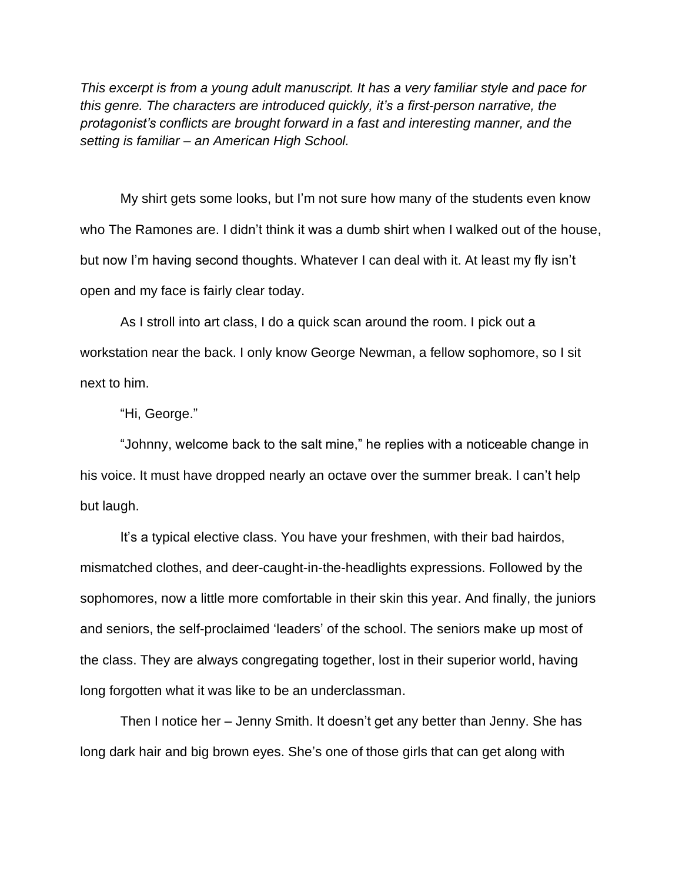*This excerpt is from a young adult manuscript. It has a very familiar style and pace for this genre. The characters are introduced quickly, it's a first-person narrative, the protagonist's conflicts are brought forward in a fast and interesting manner, and the setting is familiar – an American High School.*

My shirt gets some looks, but I'm not sure how many of the students even know who The Ramones are. I didn't think it was a dumb shirt when I walked out of the house, but now I'm having second thoughts. Whatever I can deal with it. At least my fly isn't open and my face is fairly clear today.

As I stroll into art class, I do a quick scan around the room. I pick out a workstation near the back. I only know George Newman, a fellow sophomore, so I sit next to him.

"Hi, George."

"Johnny, welcome back to the salt mine," he replies with a noticeable change in his voice. It must have dropped nearly an octave over the summer break. I can't help but laugh.

It's a typical elective class. You have your freshmen, with their bad hairdos, mismatched clothes, and deer-caught-in-the-headlights expressions. Followed by the sophomores, now a little more comfortable in their skin this year. And finally, the juniors and seniors, the self-proclaimed 'leaders' of the school. The seniors make up most of the class. They are always congregating together, lost in their superior world, having long forgotten what it was like to be an underclassman.

Then I notice her – Jenny Smith. It doesn't get any better than Jenny. She has long dark hair and big brown eyes. She's one of those girls that can get along with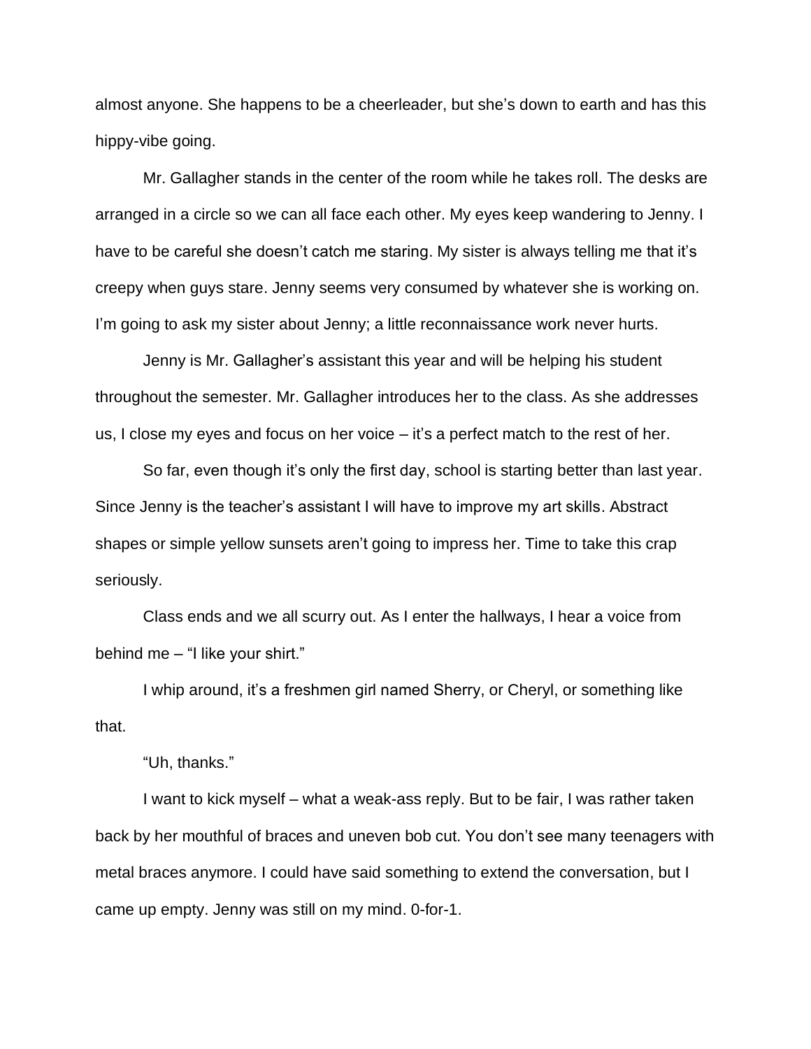almost anyone. She happens to be a cheerleader, but she's down to earth and has this hippy-vibe going.

Mr. Gallagher stands in the center of the room while he takes roll. The desks are arranged in a circle so we can all face each other. My eyes keep wandering to Jenny. I have to be careful she doesn't catch me staring. My sister is always telling me that it's creepy when guys stare. Jenny seems very consumed by whatever she is working on. I'm going to ask my sister about Jenny; a little reconnaissance work never hurts.

Jenny is Mr. Gallagher's assistant this year and will be helping his student throughout the semester. Mr. Gallagher introduces her to the class. As she addresses us, I close my eyes and focus on her voice – it's a perfect match to the rest of her.

So far, even though it's only the first day, school is starting better than last year. Since Jenny is the teacher's assistant I will have to improve my art skills. Abstract shapes or simple yellow sunsets aren't going to impress her. Time to take this crap seriously.

Class ends and we all scurry out. As I enter the hallways, I hear a voice from behind me – "I like your shirt."

I whip around, it's a freshmen girl named Sherry, or Cheryl, or something like that.

"Uh, thanks."

I want to kick myself – what a weak-ass reply. But to be fair, I was rather taken back by her mouthful of braces and uneven bob cut. You don't see many teenagers with metal braces anymore. I could have said something to extend the conversation, but I came up empty. Jenny was still on my mind. 0-for-1.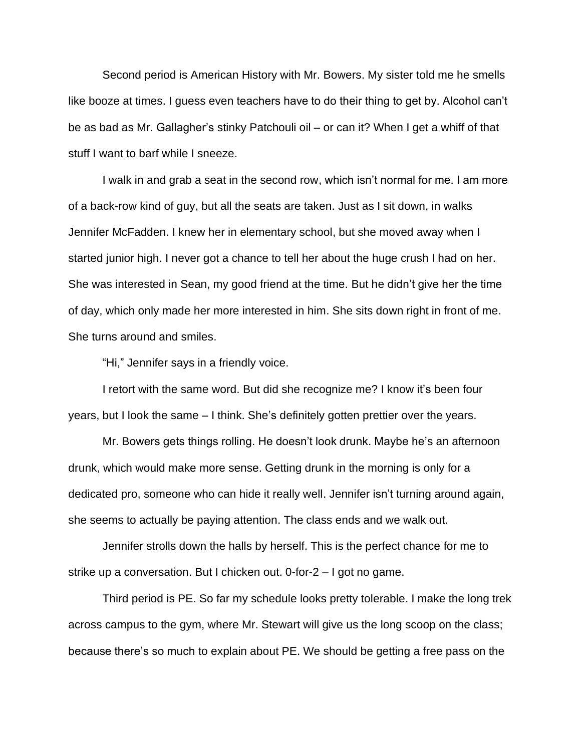Second period is American History with Mr. Bowers. My sister told me he smells like booze at times. I guess even teachers have to do their thing to get by. Alcohol can't be as bad as Mr. Gallagher's stinky Patchouli oil – or can it? When I get a whiff of that stuff I want to barf while I sneeze.

I walk in and grab a seat in the second row, which isn't normal for me. I am more of a back-row kind of guy, but all the seats are taken. Just as I sit down, in walks Jennifer McFadden. I knew her in elementary school, but she moved away when I started junior high. I never got a chance to tell her about the huge crush I had on her. She was interested in Sean, my good friend at the time. But he didn't give her the time of day, which only made her more interested in him. She sits down right in front of me. She turns around and smiles.

"Hi," Jennifer says in a friendly voice.

I retort with the same word. But did she recognize me? I know it's been four years, but I look the same – I think. She's definitely gotten prettier over the years.

Mr. Bowers gets things rolling. He doesn't look drunk. Maybe he's an afternoon drunk, which would make more sense. Getting drunk in the morning is only for a dedicated pro, someone who can hide it really well. Jennifer isn't turning around again, she seems to actually be paying attention. The class ends and we walk out.

Jennifer strolls down the halls by herself. This is the perfect chance for me to strike up a conversation. But I chicken out. 0-for-2 – I got no game.

Third period is PE. So far my schedule looks pretty tolerable. I make the long trek across campus to the gym, where Mr. Stewart will give us the long scoop on the class; because there's so much to explain about PE. We should be getting a free pass on the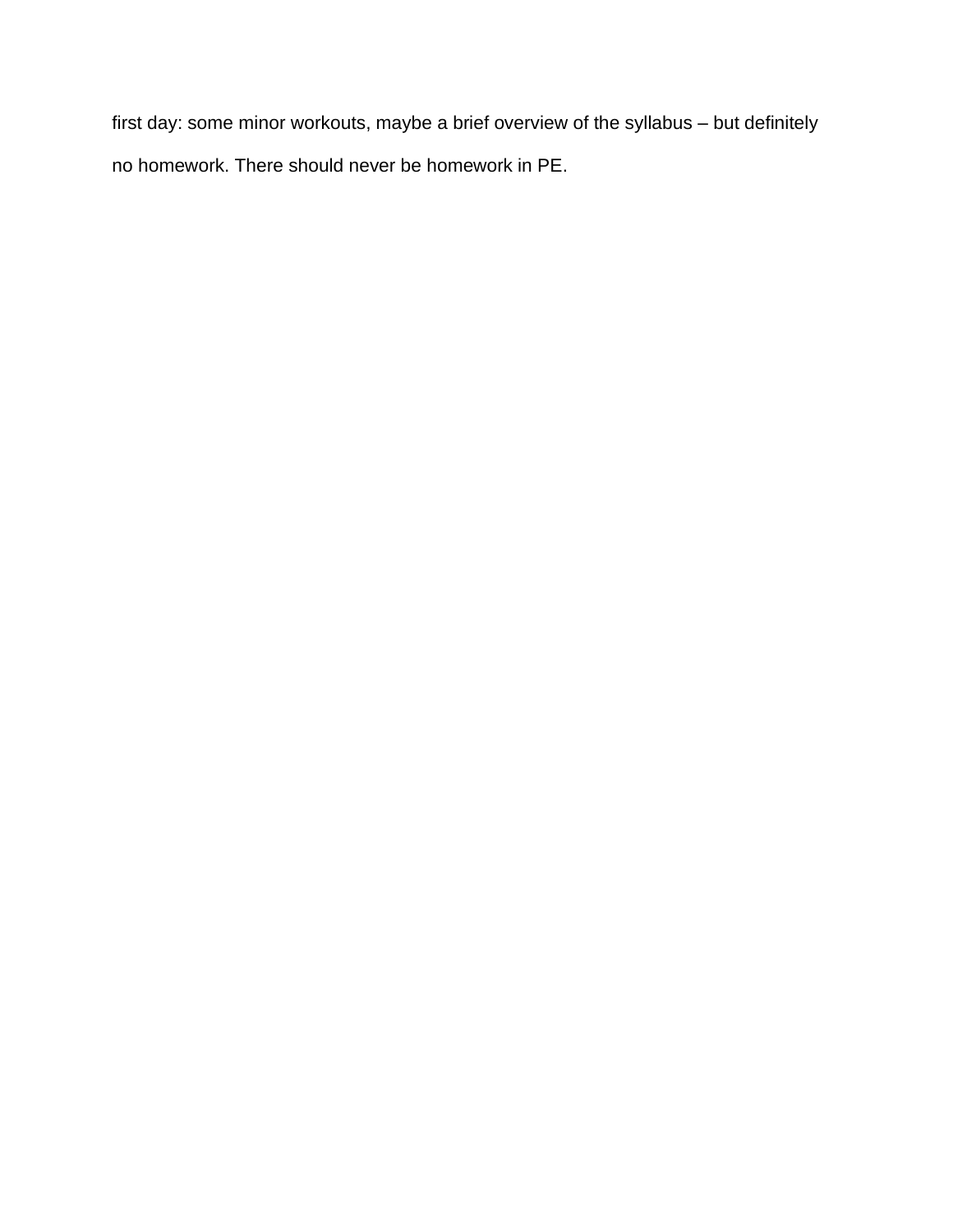first day: some minor workouts, maybe a brief overview of the syllabus – but definitely no homework. There should never be homework in PE.